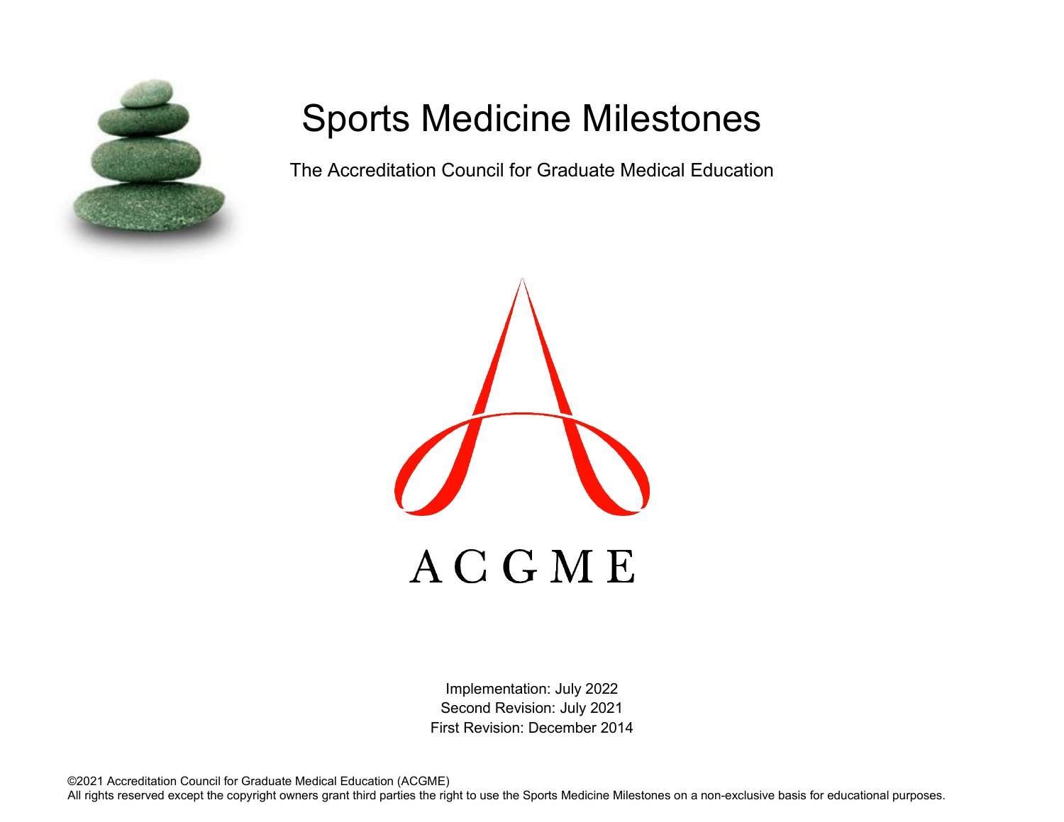# Sports Medicine Milestones

The Accreditation Council for Graduate Medical Education

ACGME

Implementation: July 2022
Second Revision: July 2021
First Revision: December 2014

©2021 Accreditation Council for Graduate Medical Education (ACGME)
All rights reserved except the copyright owners grant third parties the right to use the Sports Medicine Milestones on a non-exclusive basis for educational purposes.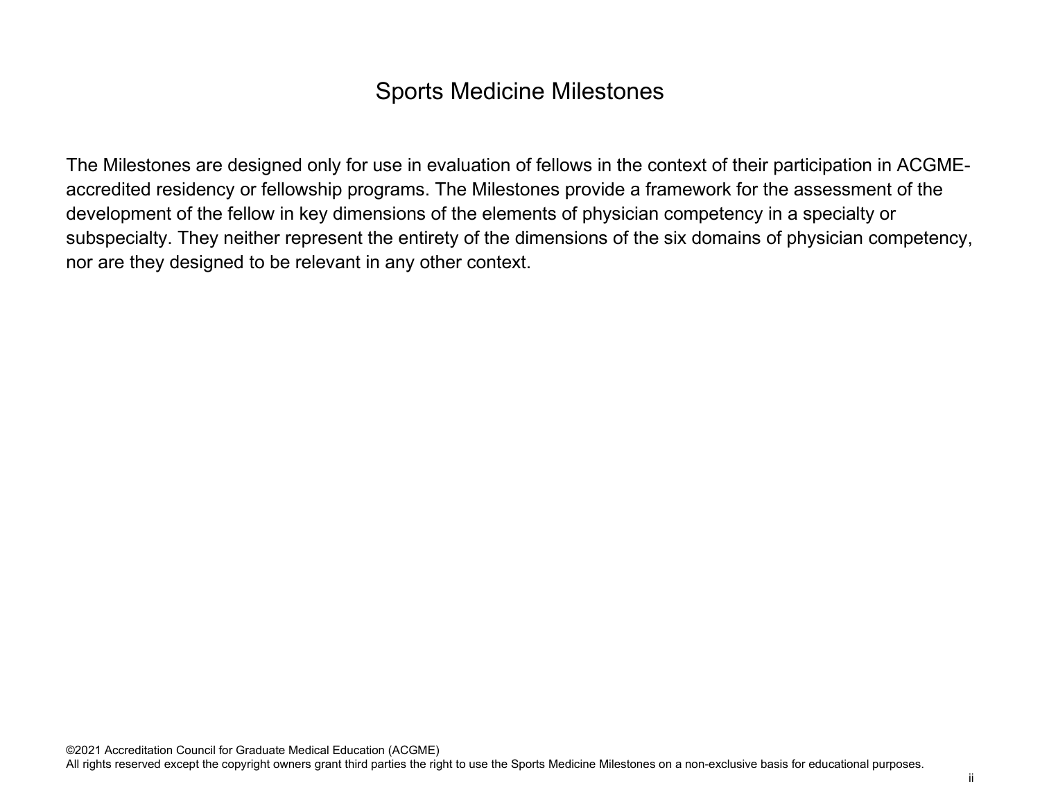# Sports Medicine Milestones

The Milestones are designed only for use in evaluation of fellows in the context of their participation in ACGME-accredited residency or fellowship programs. The Milestones provide a framework for the assessment of the development of the fellow in key dimensions of the elements of physician competency in a specialty or subspecialty. They neither represent the entirety of the dimensions of the six domains of physician competency, nor are they designed to be relevant in any other context.

©2021 Accreditation Council for Graduate Medical Education (ACGME)
All rights reserved except the copyright owners grant third parties the right to use the Sports Medicine Milestones on a non-exclusive basis for educational purposes.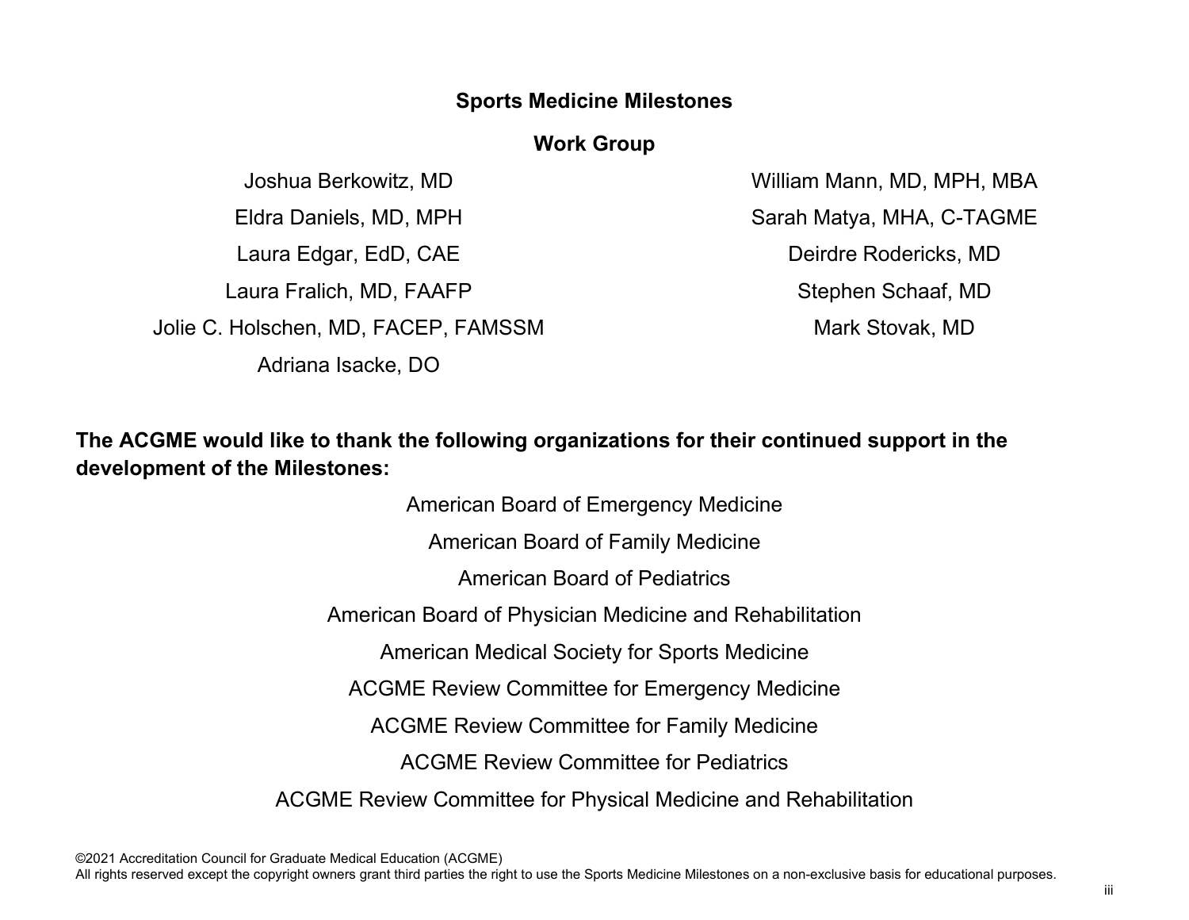## Sports Medicine Milestones

### Work Group

Joshua Berkowitz, MD
Eldra Daniels, MD, MPH
Laura Edgar, EdD, CAE
Laura Fralich, MD, FAAFP
Jolie C. Holschen, MD, FACEP, FAMSSM
Adriana Isacke, DO
William Mann, MD, MPH, MBA
Sarah Matya, MHA, C-TAGME
Deirdre Rodericks, MD
Stephen Schaaf, MD
Mark Stovak, MD

**The ACGME would like to thank the following organizations for their continued support in the development of the Milestones:**

American Board of Emergency Medicine
American Board of Family Medicine
American Board of Pediatrics
American Board of Physician Medicine and Rehabilitation
American Medical Society for Sports Medicine
ACGME Review Committee for Emergency Medicine
ACGME Review Committee for Family Medicine
ACGME Review Committee for Pediatrics
ACGME Review Committee for Physical Medicine and Rehabilitation

©2021 Accreditation Council for Graduate Medical Education (ACGME)
All rights reserved except the copyright owners grant third parties the right to use the Sports Medicine Milestones on a non-exclusive basis for educational purposes.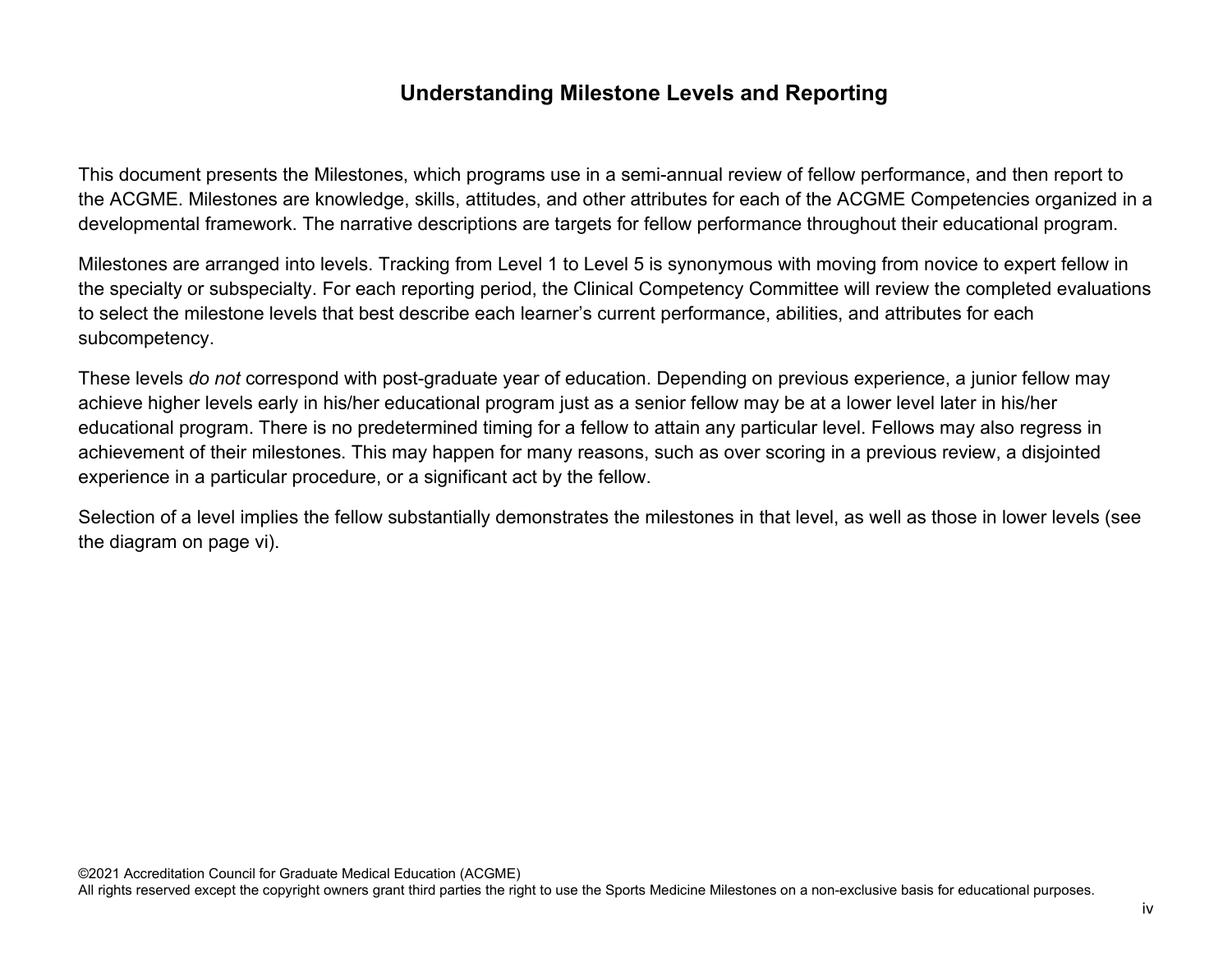## Understanding Milestone Levels and Reporting

This document presents the Milestones, which programs use in a semi-annual review of fellow performance, and then report to the ACGME. Milestones are knowledge, skills, attitudes, and other attributes for each of the ACGME Competencies organized in a developmental framework. The narrative descriptions are targets for fellow performance throughout their educational program.

Milestones are arranged into levels. Tracking from Level 1 to Level 5 is synonymous with moving from novice to expert fellow in the specialty or subspecialty. For each reporting period, the Clinical Competency Committee will review the completed evaluations to select the milestone levels that best describe each learner's current performance, abilities, and attributes for each subcompetency.

These levels *do not* correspond with post-graduate year of education. Depending on previous experience, a junior fellow may achieve higher levels early in his/her educational program just as a senior fellow may be at a lower level later in his/her educational program. There is no predetermined timing for a fellow to attain any particular level. Fellows may also regress in achievement of their milestones. This may happen for many reasons, such as over scoring in a previous review, a disjointed experience in a particular procedure, or a significant act by the fellow.

Selection of a level implies the fellow substantially demonstrates the milestones in that level, as well as those in lower levels (see the diagram on page vi).

©2021 Accreditation Council for Graduate Medical Education (ACGME)
All rights reserved except the copyright owners grant third parties the right to use the Sports Medicine Milestones on a non-exclusive basis for educational purposes.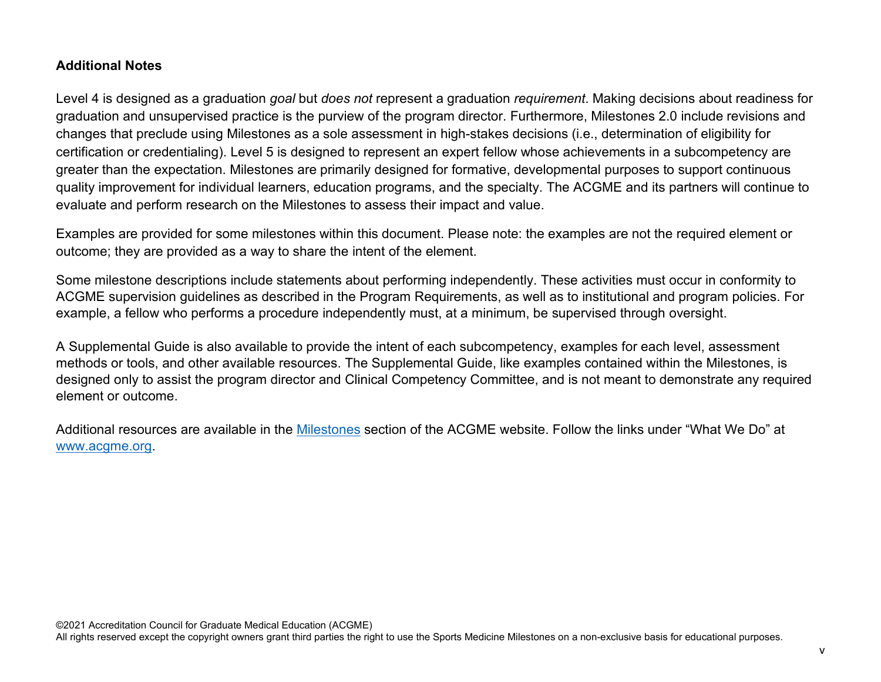**Additional Notes**

Level 4 is designed as a graduation *goal* but *does not* represent a graduation *requirement*. Making decisions about readiness for graduation and unsupervised practice is the purview of the program director. Furthermore, Milestones 2.0 include revisions and changes that preclude using Milestones as a sole assessment in high-stakes decisions (i.e., determination of eligibility for certification or credentialing). Level 5 is designed to represent an expert fellow whose achievements in a subcompetency are greater than the expectation. Milestones are primarily designed for formative, developmental purposes to support continuous quality improvement for individual learners, education programs, and the specialty. The ACGME and its partners will continue to evaluate and perform research on the Milestones to assess their impact and value.

Examples are provided for some milestones within this document. Please note: the examples are not the required element or outcome; they are provided as a way to share the intent of the element.

Some milestone descriptions include statements about performing independently. These activities must occur in conformity to ACGME supervision guidelines as described in the Program Requirements, as well as to institutional and program policies. For example, a fellow who performs a procedure independently must, at a minimum, be supervised through oversight.

A Supplemental Guide is also available to provide the intent of each subcompetency, examples for each level, assessment methods or tools, and other available resources. The Supplemental Guide, like examples contained within the Milestones, is designed only to assist the program director and Clinical Competency Committee, and is not meant to demonstrate any required element or outcome.

Additional resources are available in the [Milestones](https://www.acgme.org) section of the ACGME website. Follow the links under "What We Do" at [www.acgme.org](https://www.acgme.org).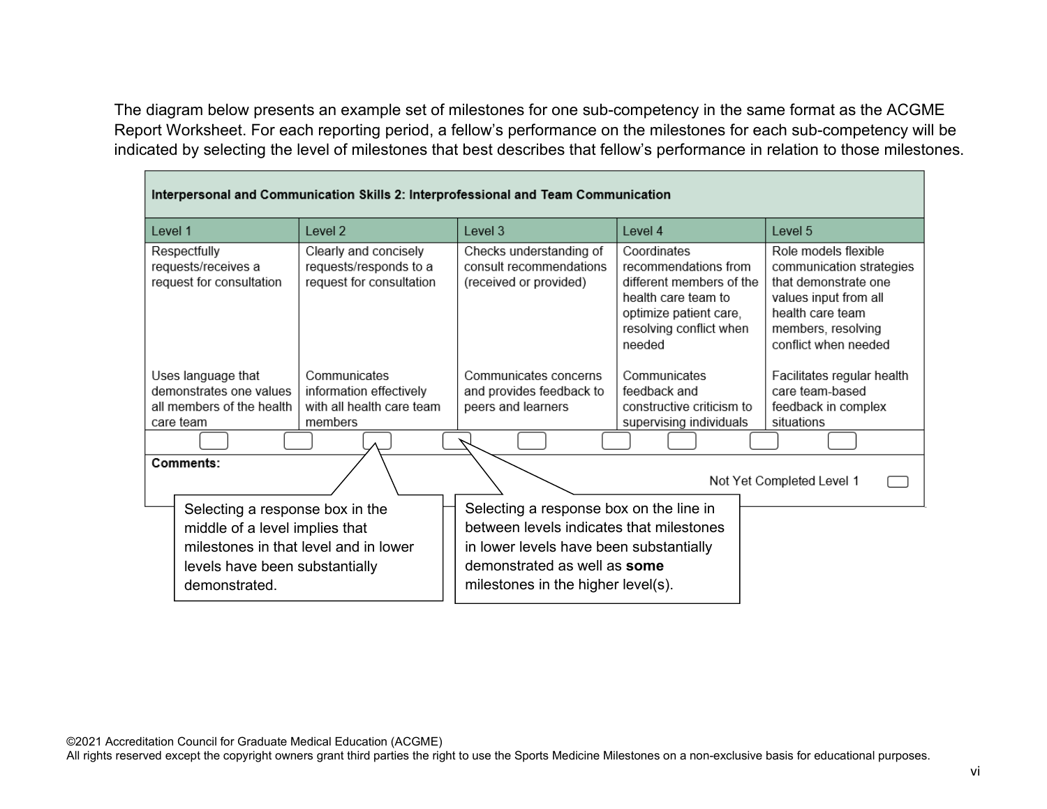The diagram below presents an example set of milestones for one sub-competency in the same format as the ACGME Report Worksheet. For each reporting period, a fellow's performance on the milestones for each sub-competency will be indicated by selecting the level of milestones that best describes that fellow's performance in relation to those milestones.

| Interpersonal and Communication Skills 2: Interprofessional and Team Communication | | | | |
|---|---|---|---|---|
| Level 1 | Level 2 | Level 3 | Level 4 | Level 5 |
| Respectfully requests/receives a request for consultation | Clearly and concisely requests/responds to a request for consultation | Checks understanding of consult recommendations (received or provided) | Coordinates recommendations from different members of the health care team to optimize patient care, resolving conflict when needed | Role models flexible communication strategies that demonstrate one values input from all health care team members, resolving conflict when needed |
| Uses language that demonstrates one values all members of the health care team | Communicates information effectively with all health care team members | Communicates concerns and provides feedback to peers and learners | Communicates feedback and constructive criticism to supervising individuals | Facilitates regular health care team-based feedback in complex situations |

**Comments:**

Not Yet Completed Level 1

Selecting a response box in the middle of a level implies that milestones in that level and in lower levels have been substantially demonstrated.

Selecting a response box on the line in between levels indicates that milestones in lower levels have been substantially demonstrated as well as **some** milestones in the higher level(s).

©2021 Accreditation Council for Graduate Medical Education (ACGME)
All rights reserved except the copyright owners grant third parties the right to use the Sports Medicine Milestones on a non-exclusive basis for educational purposes.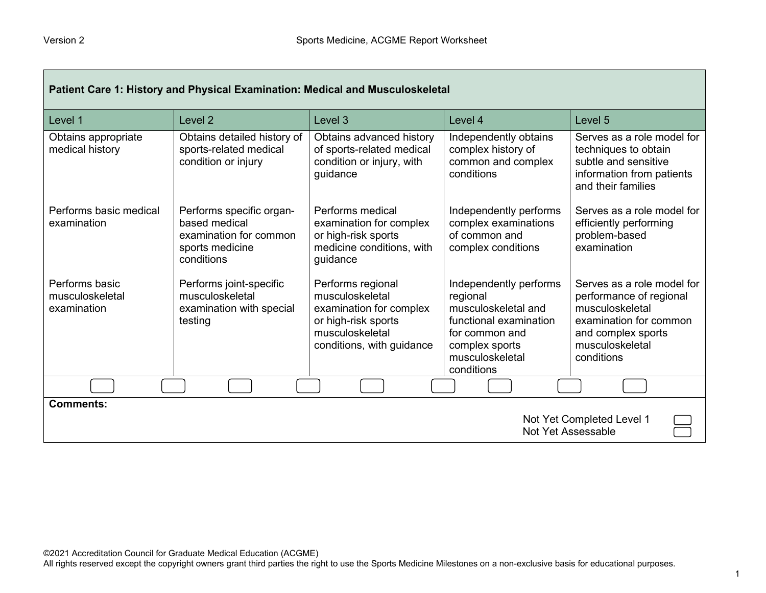| Patient Care 1: History and Physical Examination: Medical and Musculoskeletal | | | | |
|---|---|---|---|---|
| Level 1 | Level 2 | Level 3 | Level 4 | Level 5 |
| Obtains appropriate medical history | Obtains detailed history of sports-related medical condition or injury | Obtains advanced history of sports-related medical condition or injury, with guidance | Independently obtains complex history of common and complex conditions | Serves as a role model for techniques to obtain subtle and sensitive information from patients and their families |
| Performs basic medical examination | Performs specific organ-based medical examination for common sports medicine conditions | Performs medical examination for complex or high-risk sports medicine conditions, with guidance | Independently performs complex examinations of common and complex conditions | Serves as a role model for efficiently performing problem-based examination |
| Performs basic musculoskeletal examination | Performs joint-specific musculoskeletal examination with special testing | Performs regional musculoskeletal examination for complex or high-risk sports musculoskeletal conditions, with guidance | Independently performs regional musculoskeletal and functional examination for common and complex sports musculoskeletal conditions | Serves as a role model for performance of regional musculoskeletal examination for common and complex sports musculoskeletal conditions |

**Comments:**

Not Yet Completed Level 1

Not Yet Assessable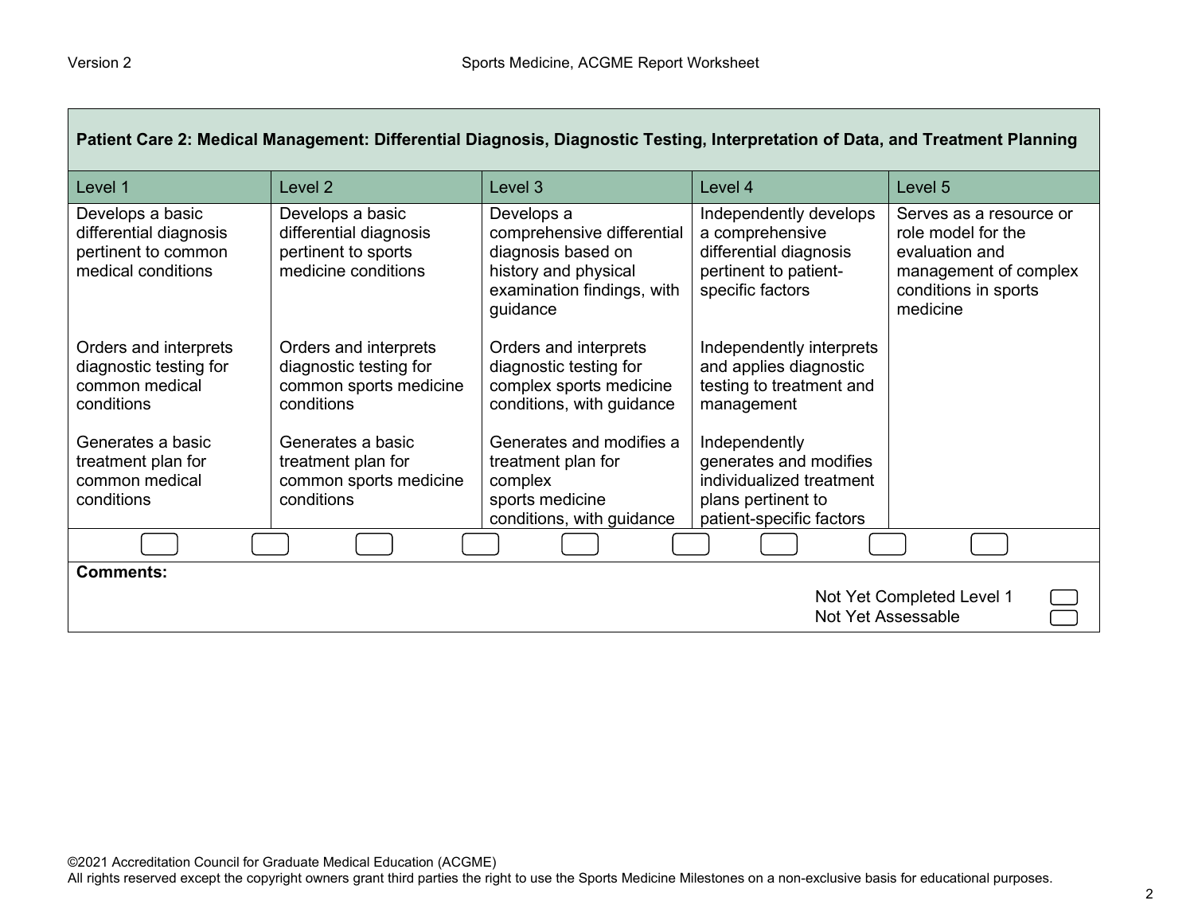| Patient Care 2: Medical Management: Differential Diagnosis, Diagnostic Testing, Interpretation of Data, and Treatment Planning | | | | |
|---|---|---|---|---|
| **Level 1** | **Level 2** | **Level 3** | **Level 4** | **Level 5** |
| Develops a basic differential diagnosis pertinent to common medical conditions | Develops a basic differential diagnosis pertinent to sports medicine conditions | Develops a comprehensive differential diagnosis based on history and physical examination findings, with guidance | Independently develops a comprehensive differential diagnosis pertinent to patient-specific factors | Serves as a resource or role model for the evaluation and management of complex conditions in sports medicine |
| Orders and interprets diagnostic testing for common medical conditions | Orders and interprets diagnostic testing for common sports medicine conditions | Orders and interprets diagnostic testing for complex sports medicine conditions, with guidance | Independently interprets and applies diagnostic testing to treatment and management | |
| Generates a basic treatment plan for common medical conditions | Generates a basic treatment plan for common sports medicine conditions | Generates and modifies a treatment plan for complex sports medicine conditions, with guidance | Independently generates and modifies individualized treatment plans pertinent to patient-specific factors | |

**Comments:**

Not Yet Completed Level 1

Not Yet Assessable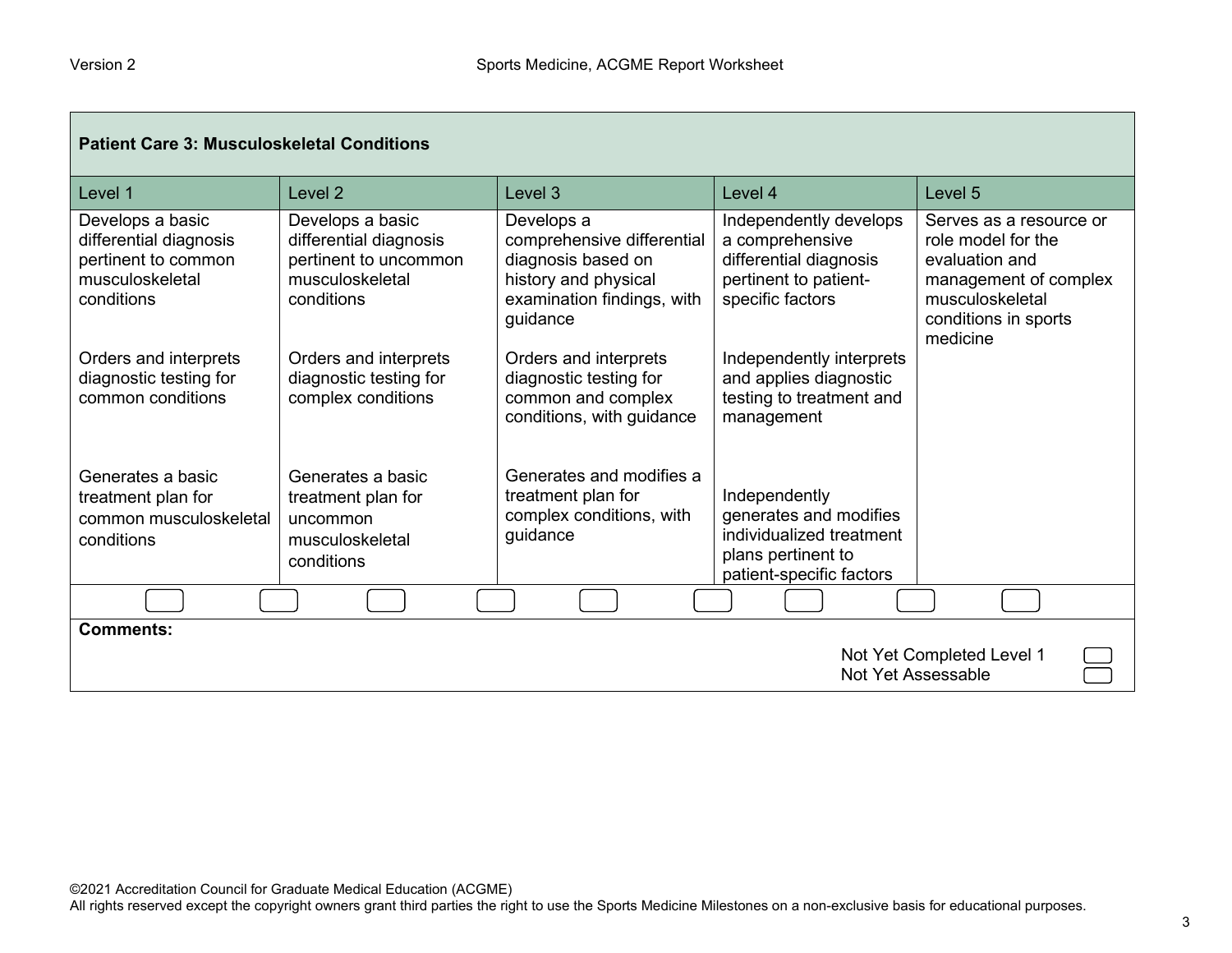| Patient Care 3: Musculoskeletal Conditions | | | | |
|---|---|---|---|---|
| Level 1 | Level 2 | Level 3 | Level 4 | Level 5 |
| Develops a basic differential diagnosis pertinent to common musculoskeletal conditions<br><br>Orders and interprets diagnostic testing for common conditions<br><br>Generates a basic treatment plan for common musculoskeletal conditions | Develops a basic differential diagnosis pertinent to uncommon musculoskeletal conditions<br><br>Orders and interprets diagnostic testing for complex conditions<br><br>Generates a basic treatment plan for uncommon musculoskeletal conditions | Develops a comprehensive differential diagnosis based on history and physical examination findings, with guidance<br><br>Orders and interprets diagnostic testing for common and complex conditions, with guidance<br><br>Generates and modifies a treatment plan for complex conditions, with guidance | Independently develops a comprehensive differential diagnosis pertinent to patient-specific factors<br><br>Independently interprets and applies diagnostic testing to treatment and management<br><br>Independently generates and modifies individualized treatment plans pertinent to patient-specific factors | Serves as a resource or role model for the evaluation and management of complex musculoskeletal conditions in sports medicine |

**Comments:**

Not Yet Completed Level 1

Not Yet Assessable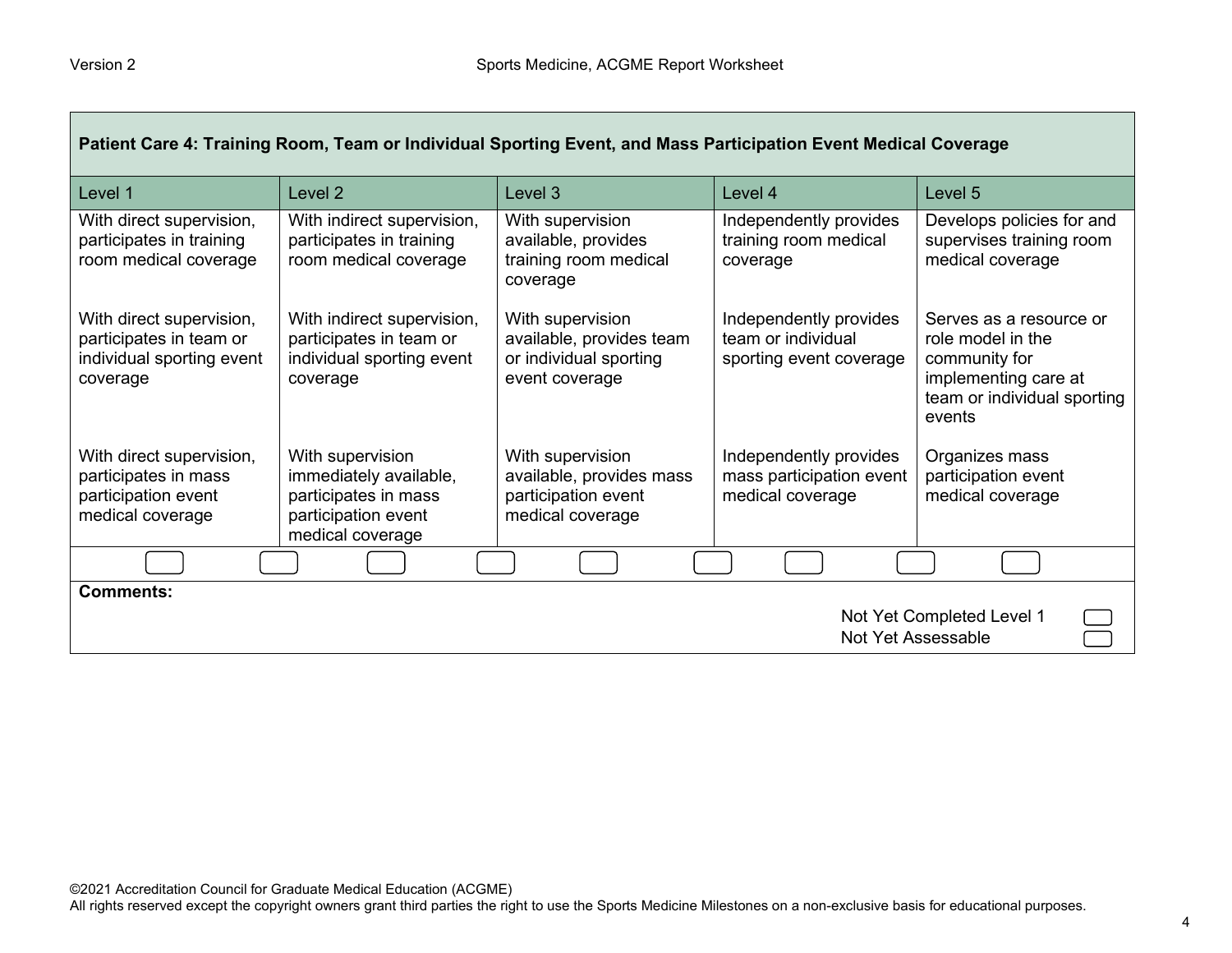| Patient Care 4: Training Room, Team or Individual Sporting Event, and Mass Participation Event Medical Coverage | | | | |
|---|---|---|---|---|
| Level 1 | Level 2 | Level 3 | Level 4 | Level 5 |
| With direct supervision, participates in training room medical coverage | With indirect supervision, participates in training room medical coverage | With supervision available, provides training room medical coverage | Independently provides training room medical coverage | Develops policies for and supervises training room medical coverage |
| With direct supervision, participates in team or individual sporting event coverage | With indirect supervision, participates in team or individual sporting event coverage | With supervision available, provides team or individual sporting event coverage | Independently provides team or individual sporting event coverage | Serves as a resource or role model in the community for implementing care at team or individual sporting events |
| With direct supervision, participates in mass participation event medical coverage | With supervision immediately available, participates in mass participation event medical coverage | With supervision available, provides mass participation event medical coverage | Independently provides mass participation event medical coverage | Organizes mass participation event medical coverage |

**Comments:**

Not Yet Completed Level 1

Not Yet Assessable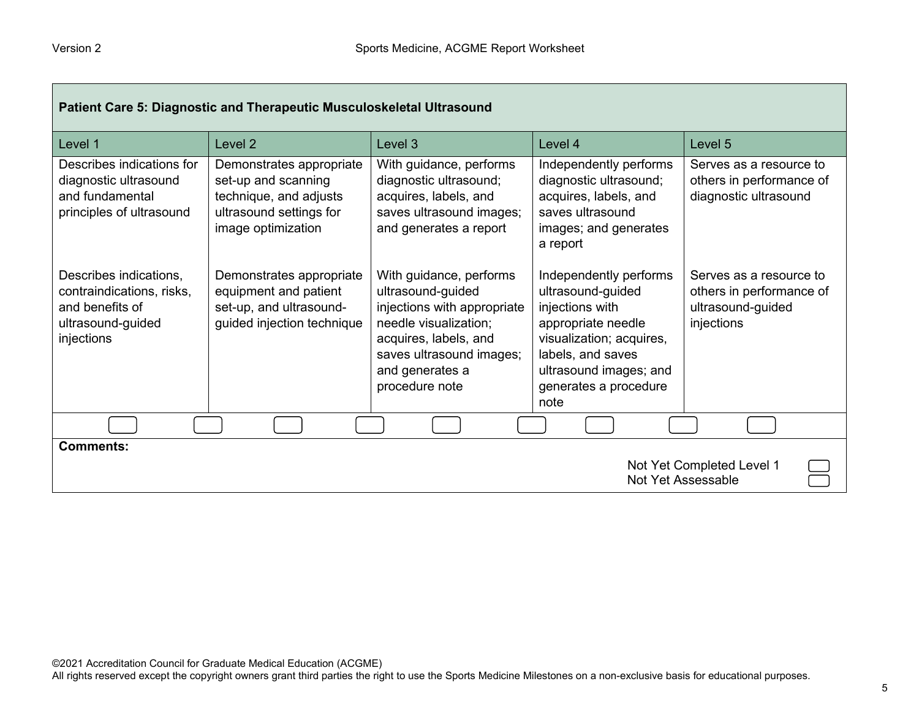## Patient Care 5: Diagnostic and Therapeutic Musculoskeletal Ultrasound

| Level 1 | Level 2 | Level 3 | Level 4 | Level 5 |
|---|---|---|---|---|
| Describes indications for diagnostic ultrasound and fundamental principles of ultrasound | Demonstrates appropriate set-up and scanning technique, and adjusts ultrasound settings for image optimization | With guidance, performs diagnostic ultrasound; acquires, labels, and saves ultrasound images; and generates a report | Independently performs diagnostic ultrasound; acquires, labels, and saves ultrasound images; and generates a report | Serves as a resource to others in performance of diagnostic ultrasound |
| Describes indications, contraindications, risks, and benefits of ultrasound-guided injections | Demonstrates appropriate equipment and patient set-up, and ultrasound-guided injection technique | With guidance, performs ultrasound-guided injections with appropriate needle visualization; acquires, labels, and saves ultrasound images; and generates a procedure note | Independently performs ultrasound-guided injections with appropriate needle visualization; acquires, labels, and saves ultrasound images; and generates a procedure note | Serves as a resource to others in performance of ultrasound-guided injections |

**Comments:**

Not Yet Completed Level 1

Not Yet Assessable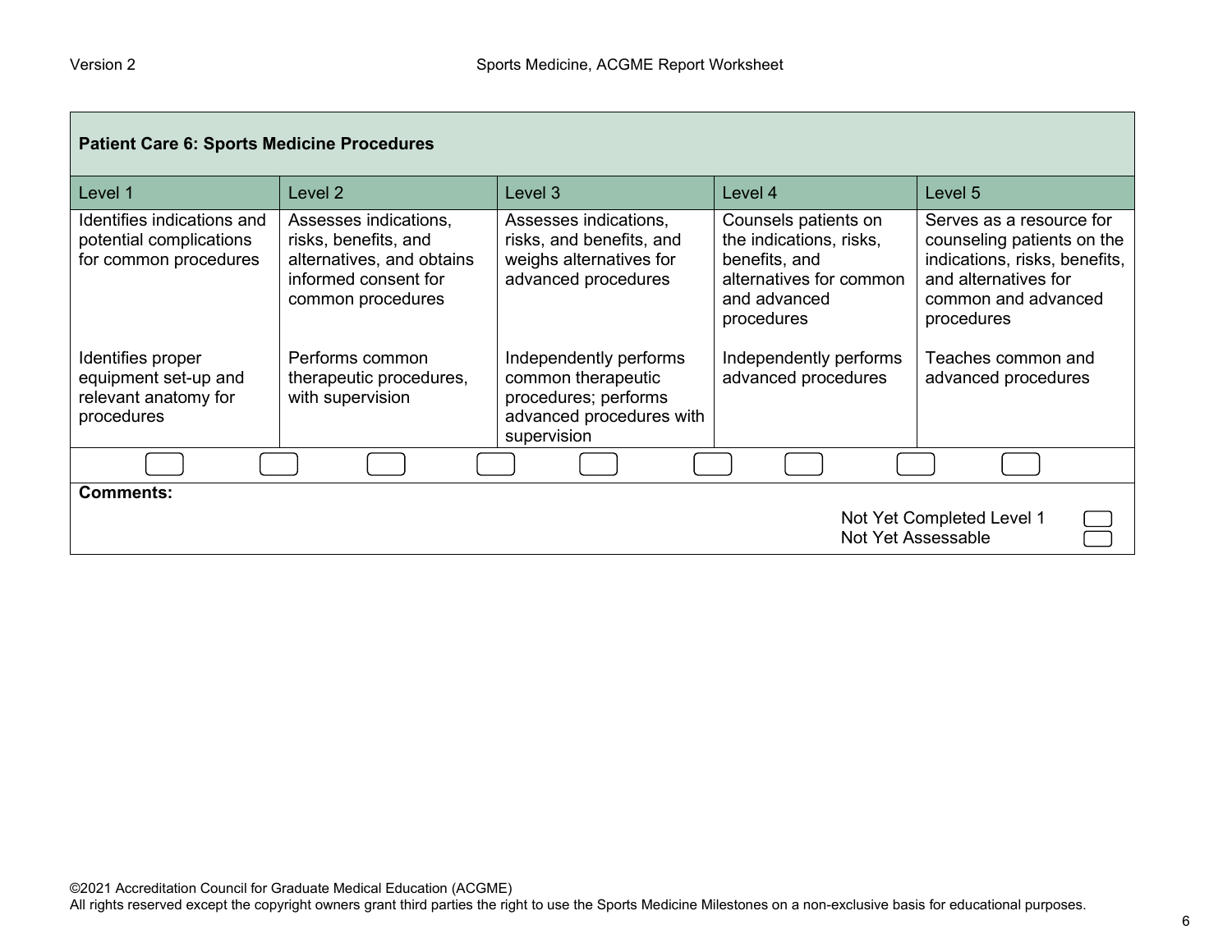| **Patient Care 6: Sports Medicine Procedures** | | | | |
|---|---|---|---|---|
| Level 1 | Level 2 | Level 3 | Level 4 | Level 5 |
| Identifies indications and potential complications for common procedures | Assesses indications, risks, benefits, and alternatives, and obtains informed consent for common procedures | Assesses indications, risks, and benefits, and weighs alternatives for advanced procedures | Counsels patients on the indications, risks, benefits, and alternatives for common and advanced procedures | Serves as a resource for counseling patients on the indications, risks, benefits, and alternatives for common and advanced procedures |
| Identifies proper equipment set-up and relevant anatomy for procedures | Performs common therapeutic procedures, with supervision | Independently performs common therapeutic procedures; performs advanced procedures with supervision | Independently performs advanced procedures | Teaches common and advanced procedures |

**Comments:**

Not Yet Completed Level 1

Not Yet Assessable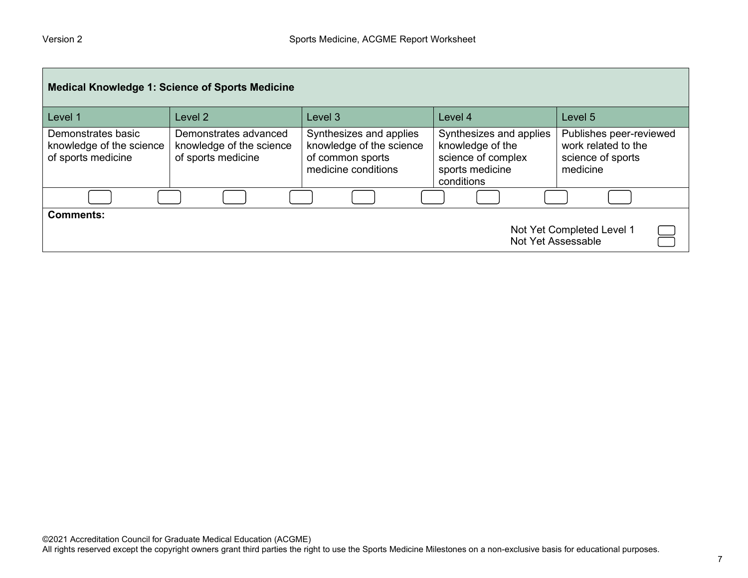| Medical Knowledge 1: Science of Sports Medicine | | | | |
|---|---|---|---|---|
| Level 1 | Level 2 | Level 3 | Level 4 | Level 5 |
| Demonstrates basic knowledge of the science of sports medicine | Demonstrates advanced knowledge of the science of sports medicine | Synthesizes and applies knowledge of the science of common sports medicine conditions | Synthesizes and applies knowledge of the science of complex sports medicine conditions | Publishes peer-reviewed work related to the science of sports medicine |

**Comments:**

Not Yet Completed Level 1

Not Yet Assessable

©2021 Accreditation Council for Graduate Medical Education (ACGME)
All rights reserved except the copyright owners grant third parties the right to use the Sports Medicine Milestones on a non-exclusive basis for educational purposes.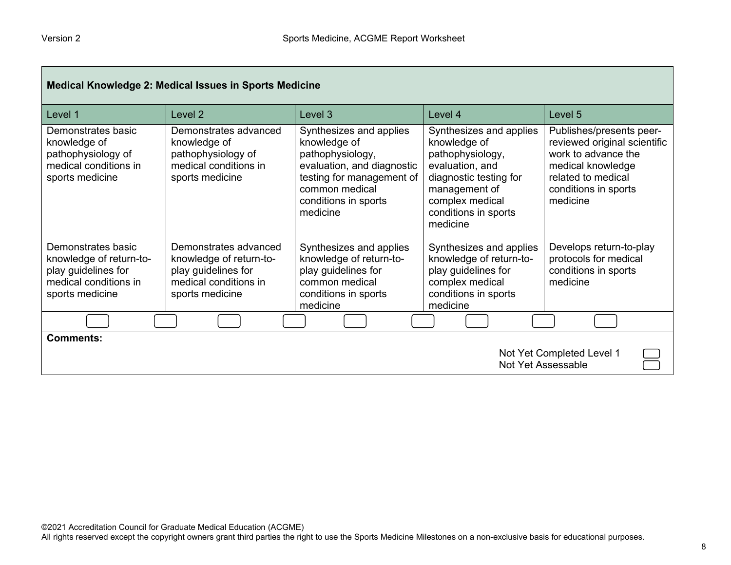| Medical Knowledge 2: Medical Issues in Sports Medicine | | | | |
|---|---|---|---|---|
| Level 1 | Level 2 | Level 3 | Level 4 | Level 5 |
| Demonstrates basic knowledge of pathophysiology of medical conditions in sports medicine | Demonstrates advanced knowledge of pathophysiology of medical conditions in sports medicine | Synthesizes and applies knowledge of pathophysiology, evaluation, and diagnostic testing for management of common medical conditions in sports medicine | Synthesizes and applies knowledge of pathophysiology, evaluation, and diagnostic testing for management of complex medical conditions in sports medicine | Publishes/presents peer-reviewed original scientific work to advance the medical knowledge related to medical conditions in sports medicine |
| Demonstrates basic knowledge of return-to-play guidelines for medical conditions in sports medicine | Demonstrates advanced knowledge of return-to-play guidelines for medical conditions in sports medicine | Synthesizes and applies knowledge of return-to-play guidelines for common medical conditions in sports medicine | Synthesizes and applies knowledge of return-to-play guidelines for complex medical conditions in sports medicine | Develops return-to-play protocols for medical conditions in sports medicine |

**Comments:**

Not Yet Completed Level 1

Not Yet Assessable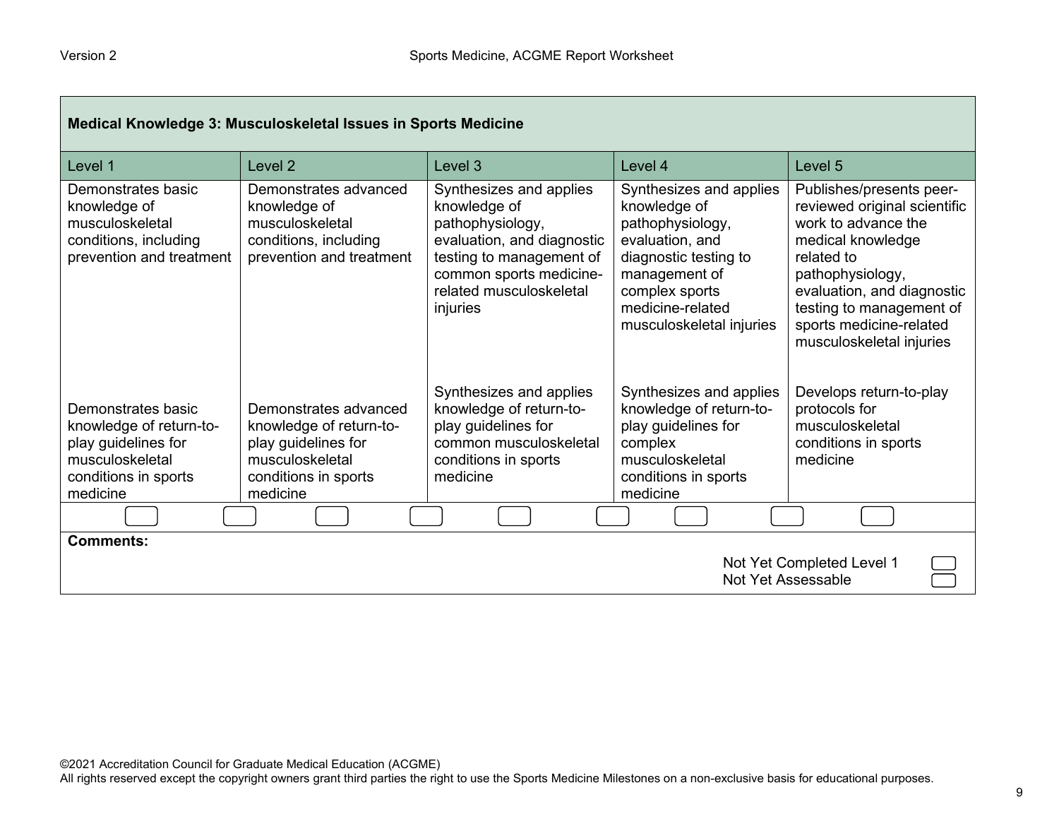| Medical Knowledge 3: Musculoskeletal Issues in Sports Medicine | | | | |
|---|---|---|---|---|
| Level 1 | Level 2 | Level 3 | Level 4 | Level 5 |
| Demonstrates basic knowledge of musculoskeletal conditions, including prevention and treatment | Demonstrates advanced knowledge of musculoskeletal conditions, including prevention and treatment | Synthesizes and applies knowledge of pathophysiology, evaluation, and diagnostic testing to management of common sports medicine-related musculoskeletal injuries | Synthesizes and applies knowledge of pathophysiology, evaluation, and diagnostic testing to management of complex sports medicine-related musculoskeletal injuries | Publishes/presents peer-reviewed original scientific work to advance the medical knowledge related to pathophysiology, evaluation, and diagnostic testing to management of sports medicine-related musculoskeletal injuries |
| Demonstrates basic knowledge of return-to-play guidelines for musculoskeletal conditions in sports medicine | Demonstrates advanced knowledge of return-to-play guidelines for musculoskeletal conditions in sports medicine | Synthesizes and applies knowledge of return-to-play guidelines for common musculoskeletal conditions in sports medicine | Synthesizes and applies knowledge of return-to-play guidelines for complex musculoskeletal conditions in sports medicine | Develops return-to-play protocols for musculoskeletal conditions in sports medicine |

**Comments:**

Not Yet Completed Level 1

Not Yet Assessable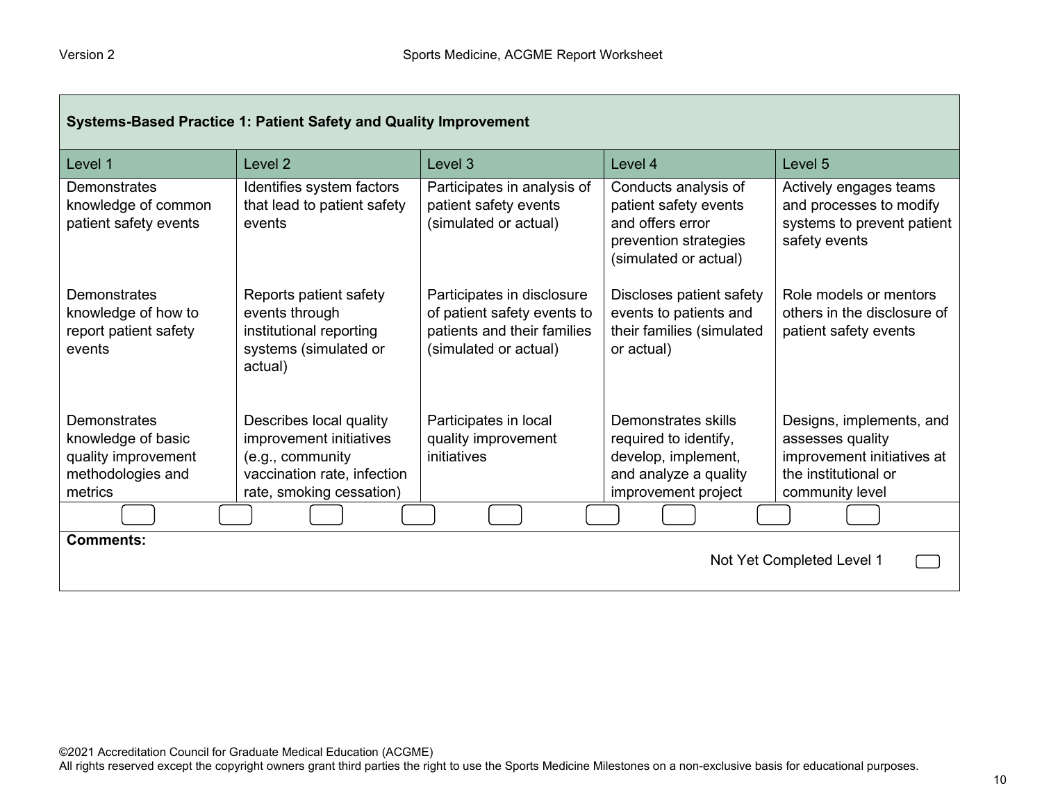## Systems-Based Practice 1: Patient Safety and Quality Improvement

| Level 1 | Level 2 | Level 3 | Level 4 | Level 5 |
|---|---|---|---|---|
| Demonstrates knowledge of common patient safety events | Identifies system factors that lead to patient safety events | Participates in analysis of patient safety events (simulated or actual) | Conducts analysis of patient safety events and offers error prevention strategies (simulated or actual) | Actively engages teams and processes to modify systems to prevent patient safety events |
| Demonstrates knowledge of how to report patient safety events | Reports patient safety events through institutional reporting systems (simulated or actual) | Participates in disclosure of patient safety events to patients and their families (simulated or actual) | Discloses patient safety events to patients and their families (simulated or actual) | Role models or mentors others in the disclosure of patient safety events |
| Demonstrates knowledge of basic quality improvement methodologies and metrics | Describes local quality improvement initiatives (e.g., community vaccination rate, infection rate, smoking cessation) | Participates in local quality improvement initiatives | Demonstrates skills required to identify, develop, implement, and analyze a quality improvement project | Designs, implements, and assesses quality improvement initiatives at the institutional or community level |

**Comments:**

Not Yet Completed Level 1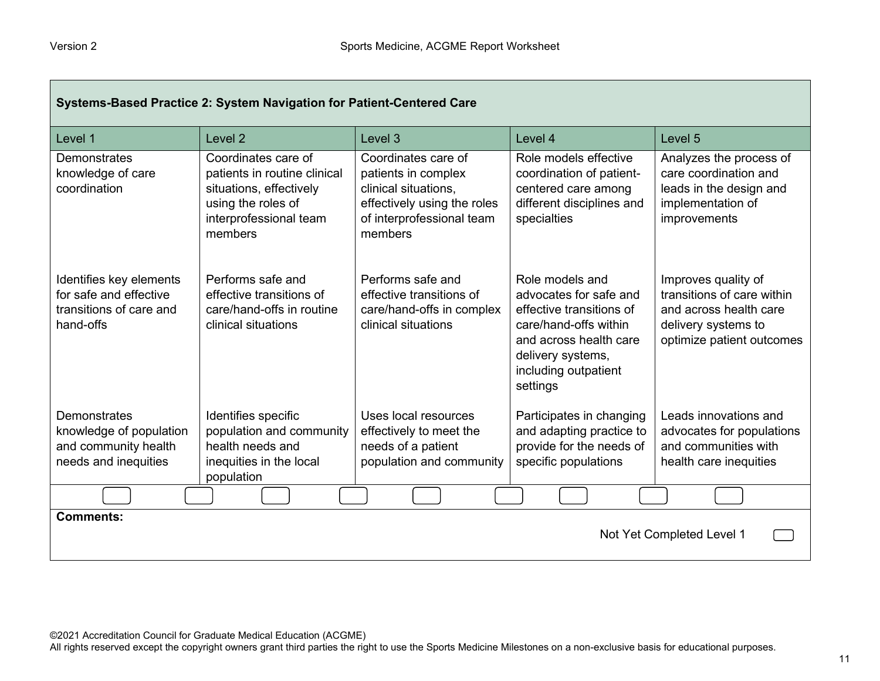| Systems-Based Practice 2: System Navigation for Patient-Centered Care | | | | |
|---|---|---|---|---|
| Level 1 | Level 2 | Level 3 | Level 4 | Level 5 |
| Demonstrates knowledge of care coordination | Coordinates care of patients in routine clinical situations, effectively using the roles of interprofessional team members | Coordinates care of patients in complex clinical situations, effectively using the roles of interprofessional team members | Role models effective coordination of patient-centered care among different disciplines and specialties | Analyzes the process of care coordination and leads in the design and implementation of improvements |
| Identifies key elements for safe and effective transitions of care and hand-offs | Performs safe and effective transitions of care/hand-offs in routine clinical situations | Performs safe and effective transitions of care/hand-offs in complex clinical situations | Role models and advocates for safe and effective transitions of care/hand-offs within and across health care delivery systems, including outpatient settings | Improves quality of transitions of care within and across health care delivery systems to optimize patient outcomes |
| Demonstrates knowledge of population and community health needs and inequities | Identifies specific population and community health needs and inequities in the local population | Uses local resources effectively to meet the needs of a patient population and community | Participates in changing and adapting practice to provide for the needs of specific populations | Leads innovations and advocates for populations and communities with health care inequities |

**Comments:**

Not Yet Completed Level 1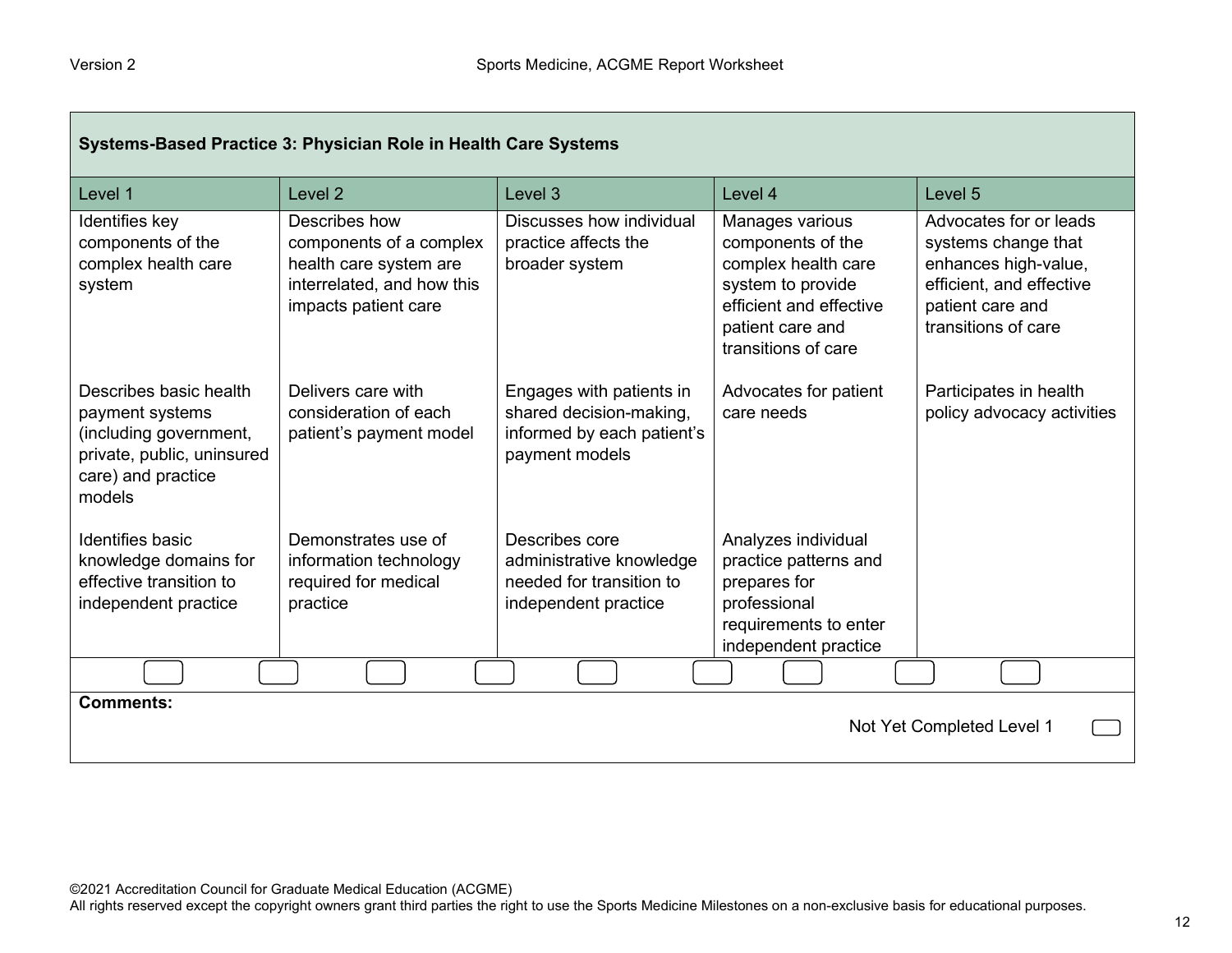## Systems-Based Practice 3: Physician Role in Health Care Systems

| Level 1 | Level 2 | Level 3 | Level 4 | Level 5 |
|---|---|---|---|---|
| Identifies key components of the complex health care system | Describes how components of a complex health care system are interrelated, and how this impacts patient care | Discusses how individual practice affects the broader system | Manages various components of the complex health care system to provide efficient and effective patient care and transitions of care | Advocates for or leads systems change that enhances high-value, efficient, and effective patient care and transitions of care |
| Describes basic health payment systems (including government, private, public, uninsured care) and practice models | Delivers care with consideration of each patient's payment model | Engages with patients in shared decision-making, informed by each patient's payment models | Advocates for patient care needs | Participates in health policy advocacy activities |
| Identifies basic knowledge domains for effective transition to independent practice | Demonstrates use of information technology required for medical practice | Describes core administrative knowledge needed for transition to independent practice | Analyzes individual practice patterns and prepares for professional requirements to enter independent practice | |

**Comments:**

Not Yet Completed Level 1

©2021 Accreditation Council for Graduate Medical Education (ACGME)
All rights reserved except the copyright owners grant third parties the right to use the Sports Medicine Milestones on a non-exclusive basis for educational purposes.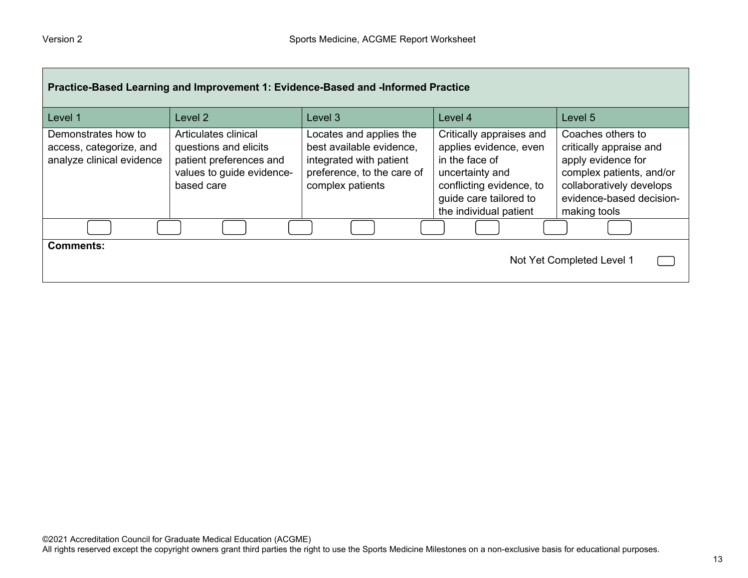| Practice-Based Learning and Improvement 1: Evidence-Based and -Informed Practice | | | | |
|---|---|---|---|---|
| Level 1 | Level 2 | Level 3 | Level 4 | Level 5 |
| Demonstrates how to access, categorize, and analyze clinical evidence | Articulates clinical questions and elicits patient preferences and values to guide evidence-based care | Locates and applies the best available evidence, integrated with patient preference, to the care of complex patients | Critically appraises and applies evidence, even in the face of uncertainty and conflicting evidence, to guide care tailored to the individual patient | Coaches others to critically appraise and apply evidence for complex patients, and/or collaboratively develops evidence-based decision-making tools |

**Comments:**

Not Yet Completed Level 1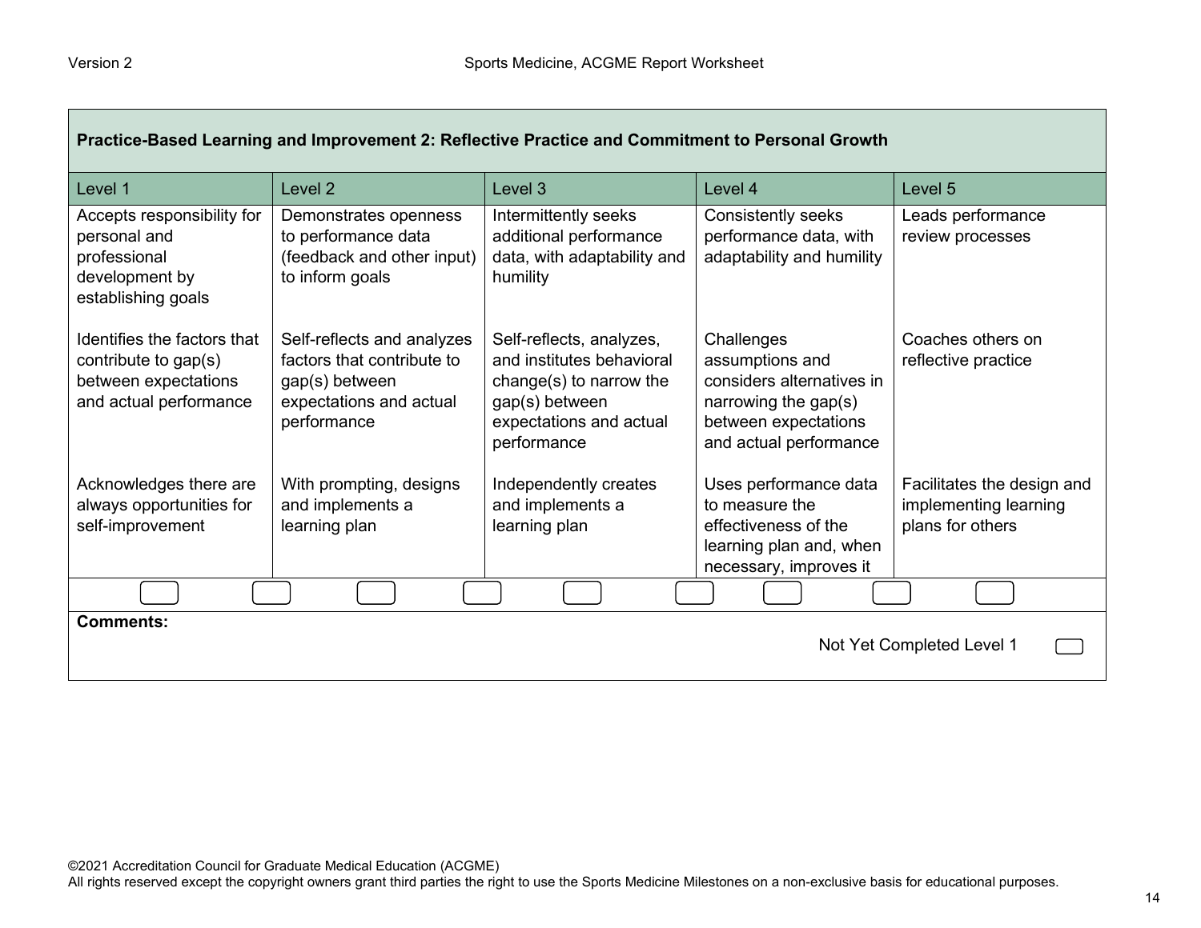| Practice-Based Learning and Improvement 2: Reflective Practice and Commitment to Personal Growth | | | | |
|---|---|---|---|---|
| Level 1 | Level 2 | Level 3 | Level 4 | Level 5 |
| Accepts responsibility for personal and professional development by establishing goals | Demonstrates openness to performance data (feedback and other input) to inform goals | Intermittently seeks additional performance data, with adaptability and humility | Consistently seeks performance data, with adaptability and humility | Leads performance review processes |
| Identifies the factors that contribute to gap(s) between expectations and actual performance | Self-reflects and analyzes factors that contribute to gap(s) between expectations and actual performance | Self-reflects, analyzes, and institutes behavioral change(s) to narrow the gap(s) between expectations and actual performance | Challenges assumptions and considers alternatives in narrowing the gap(s) between expectations and actual performance | Coaches others on reflective practice |
| Acknowledges there are always opportunities for self-improvement | With prompting, designs and implements a learning plan | Independently creates and implements a learning plan | Uses performance data to measure the effectiveness of the learning plan and, when necessary, improves it | Facilitates the design and implementing learning plans for others |

**Comments:**

Not Yet Completed Level 1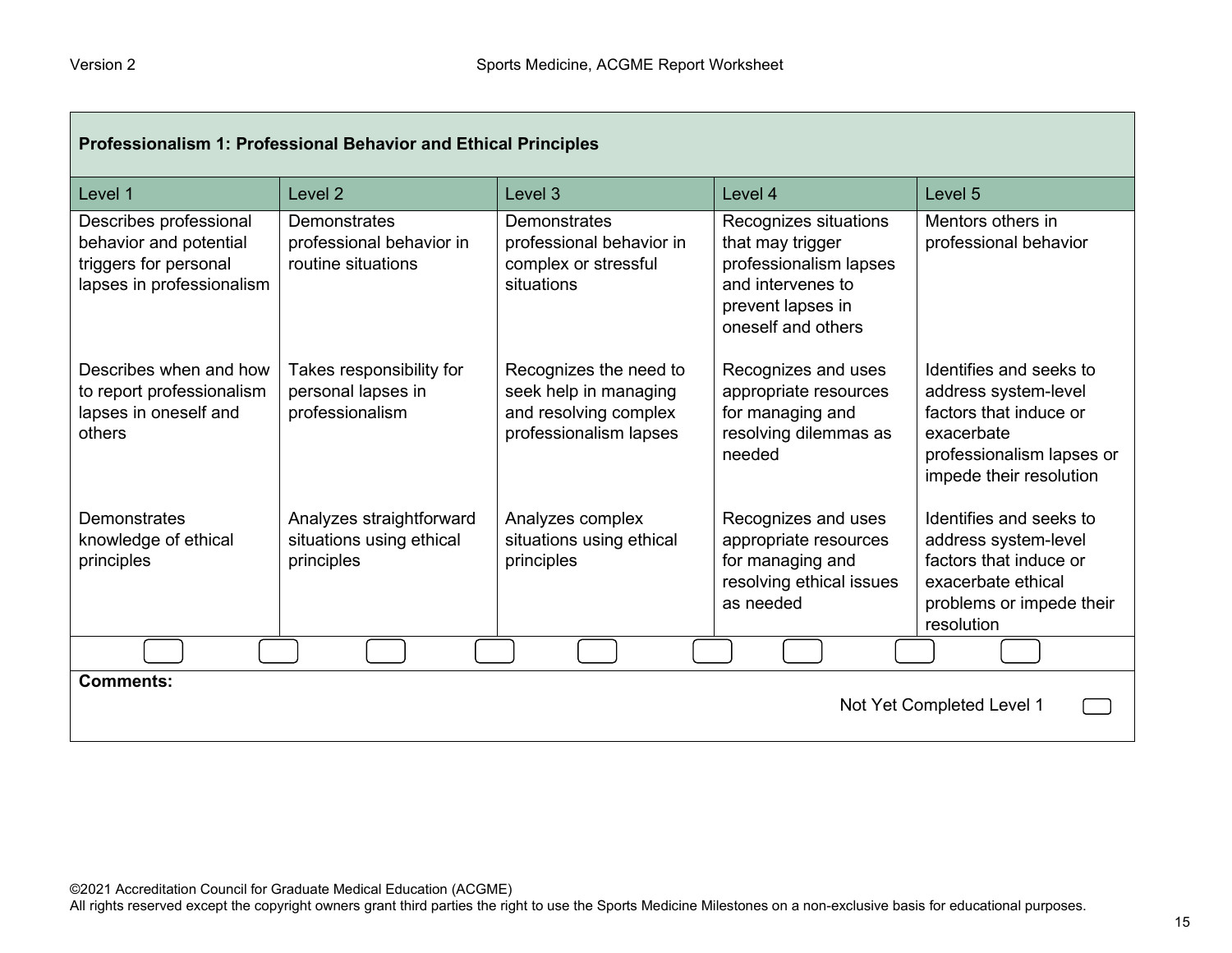| Professionalism 1: Professional Behavior and Ethical Principles | | | | |
|---|---|---|---|---|
| Level 1 | Level 2 | Level 3 | Level 4 | Level 5 |
| Describes professional behavior and potential triggers for personal lapses in professionalism | Demonstrates professional behavior in routine situations | Demonstrates professional behavior in complex or stressful situations | Recognizes situations that may trigger professionalism lapses and intervenes to prevent lapses in oneself and others | Mentors others in professional behavior |
| Describes when and how to report professionalism lapses in oneself and others | Takes responsibility for personal lapses in professionalism | Recognizes the need to seek help in managing and resolving complex professionalism lapses | Recognizes and uses appropriate resources for managing and resolving dilemmas as needed | Identifies and seeks to address system-level factors that induce or exacerbate professionalism lapses or impede their resolution |
| Demonstrates knowledge of ethical principles | Analyzes straightforward situations using ethical principles | Analyzes complex situations using ethical principles | Recognizes and uses appropriate resources for managing and resolving ethical issues as needed | Identifies and seeks to address system-level factors that induce or exacerbate ethical problems or impede their resolution |

**Comments:**

Not Yet Completed Level 1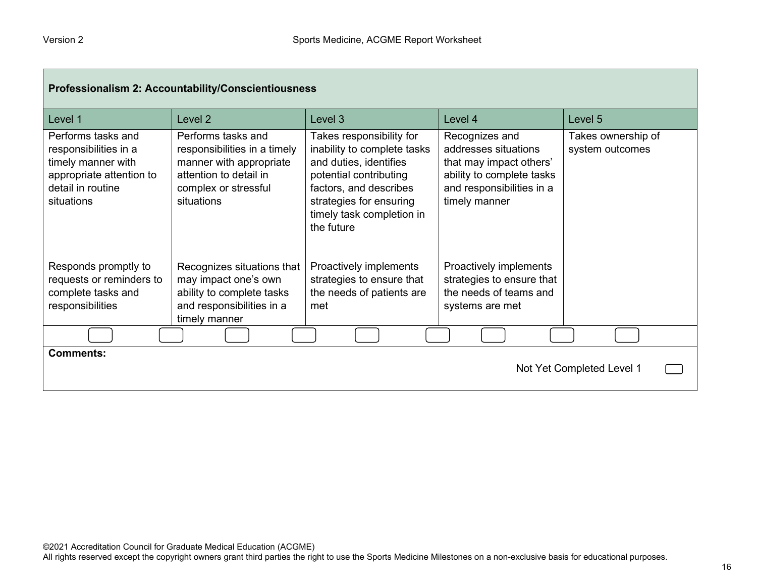| Professionalism 2: Accountability/Conscientiousness | | | | |
|---|---|---|---|---|
| Level 1 | Level 2 | Level 3 | Level 4 | Level 5 |
| Performs tasks and responsibilities in a timely manner with appropriate attention to detail in routine situations | Performs tasks and responsibilities in a timely manner with appropriate attention to detail in complex or stressful situations | Takes responsibility for inability to complete tasks and duties, identifies potential contributing factors, and describes strategies for ensuring timely task completion in the future | Recognizes and addresses situations that may impact others' ability to complete tasks and responsibilities in a timely manner | Takes ownership of system outcomes |
| Responds promptly to requests or reminders to complete tasks and responsibilities | Recognizes situations that may impact one's own ability to complete tasks and responsibilities in a timely manner | Proactively implements strategies to ensure that the needs of patients are met | Proactively implements strategies to ensure that the needs of teams and systems are met | |

**Comments:**

Not Yet Completed Level 1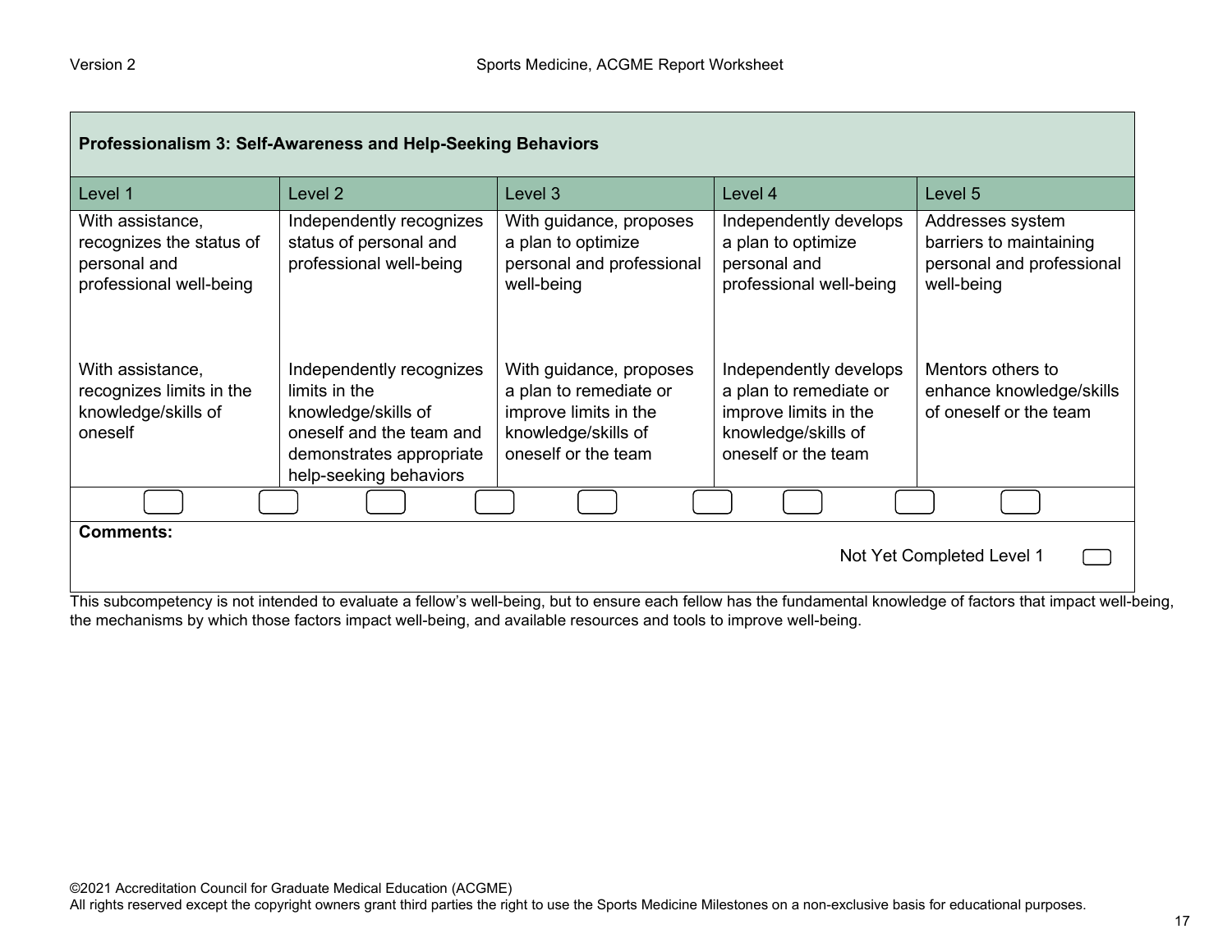## Professionalism 3: Self-Awareness and Help-Seeking Behaviors

| Level 1 | Level 2 | Level 3 | Level 4 | Level 5 |
|---|---|---|---|---|
| With assistance, recognizes the status of personal and professional well-being | Independently recognizes status of personal and professional well-being | With guidance, proposes a plan to optimize personal and professional well-being | Independently develops a plan to optimize personal and professional well-being | Addresses system barriers to maintaining personal and professional well-being |
| With assistance, recognizes limits in the knowledge/skills of oneself | Independently recognizes limits in the knowledge/skills of oneself and the team and demonstrates appropriate help-seeking behaviors | With guidance, proposes a plan to remediate or improve limits in the knowledge/skills of oneself or the team | Independently develops a plan to remediate or improve limits in the knowledge/skills of oneself or the team | Mentors others to enhance knowledge/skills of oneself or the team |

**Comments:**

Not Yet Completed Level 1

This subcompetency is not intended to evaluate a fellow's well-being, but to ensure each fellow has the fundamental knowledge of factors that impact well-being, the mechanisms by which those factors impact well-being, and available resources and tools to improve well-being.

©2021 Accreditation Council for Graduate Medical Education (ACGME)
All rights reserved except the copyright owners grant third parties the right to use the Sports Medicine Milestones on a non-exclusive basis for educational purposes.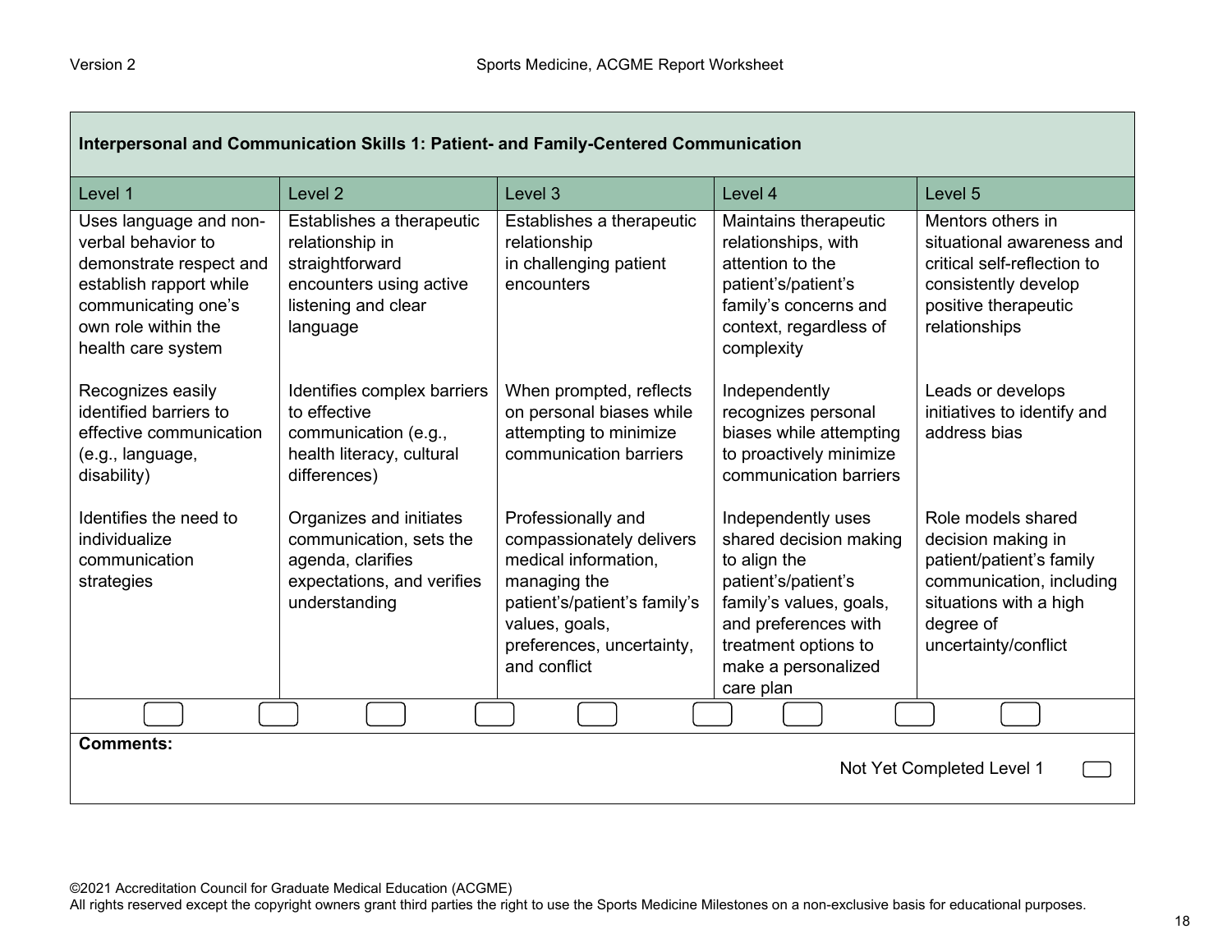| Interpersonal and Communication Skills 1: Patient- and Family-Centered Communication | | | | |
|---|---|---|---|---|
| Level 1 | Level 2 | Level 3 | Level 4 | Level 5 |
| Uses language and non-verbal behavior to demonstrate respect and establish rapport while communicating one's own role within the health care system | Establishes a therapeutic relationship in straightforward encounters using active listening and clear language | Establishes a therapeutic relationship in challenging patient encounters | Maintains therapeutic relationships, with attention to the patient's/patient's family's concerns and context, regardless of complexity | Mentors others in situational awareness and critical self-reflection to consistently develop positive therapeutic relationships |
| Recognizes easily identified barriers to effective communication (e.g., language, disability) | Identifies complex barriers to effective communication (e.g., health literacy, cultural differences) | When prompted, reflects on personal biases while attempting to minimize communication barriers | Independently recognizes personal biases while attempting to proactively minimize communication barriers | Leads or develops initiatives to identify and address bias |
| Identifies the need to individualize communication strategies | Organizes and initiates communication, sets the agenda, clarifies expectations, and verifies understanding | Professionally and compassionately delivers medical information, managing the patient's/patient's family's values, goals, preferences, uncertainty, and conflict | Independently uses shared decision making to align the patient's/patient's family's values, goals, and preferences with treatment options to make a personalized care plan | Role models shared decision making in patient/patient's family communication, including situations with a high degree of uncertainty/conflict |

**Comments:**

Not Yet Completed Level 1

©2021 Accreditation Council for Graduate Medical Education (ACGME)
All rights reserved except the copyright owners grant third parties the right to use the Sports Medicine Milestones on a non-exclusive basis for educational purposes.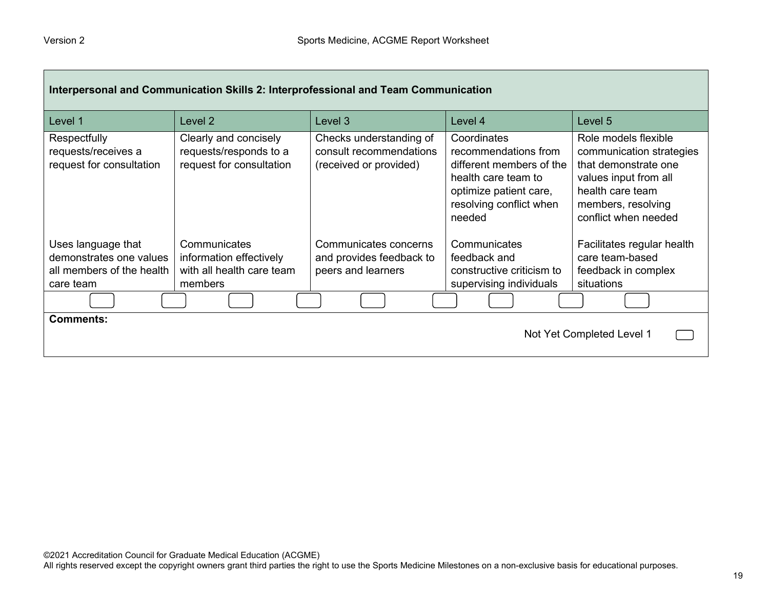| Interpersonal and Communication Skills 2: Interprofessional and Team Communication | | | | |
|---|---|---|---|---|
| Level 1 | Level 2 | Level 3 | Level 4 | Level 5 |
| Respectfully requests/receives a request for consultation | Clearly and concisely requests/responds to a request for consultation | Checks understanding of consult recommendations (received or provided) | Coordinates recommendations from different members of the health care team to optimize patient care, resolving conflict when needed | Role models flexible communication strategies that demonstrate one values input from all health care team members, resolving conflict when needed |
| Uses language that demonstrates one values all members of the health care team | Communicates information effectively with all health care team members | Communicates concerns and provides feedback to peers and learners | Communicates feedback and constructive criticism to supervising individuals | Facilitates regular health care team-based feedback in complex situations |

**Comments:**

Not Yet Completed Level 1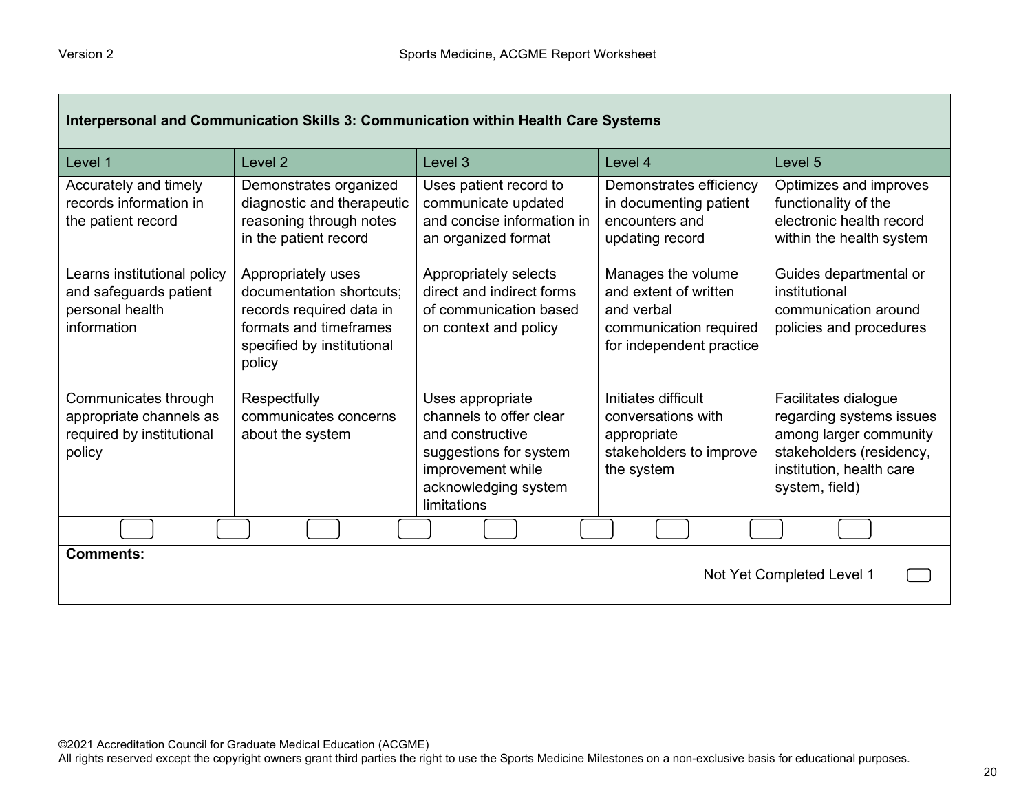| Interpersonal and Communication Skills 3: Communication within Health Care Systems | | | | |
|---|---|---|---|---|
| **Level 1** | **Level 2** | **Level 3** | **Level 4** | **Level 5** |
| Accurately and timely records information in the patient record<br><br>Learns institutional policy and safeguards patient personal health information<br><br>Communicates through appropriate channels as required by institutional policy | Demonstrates organized diagnostic and therapeutic reasoning through notes in the patient record<br><br>Appropriately uses documentation shortcuts; records required data in formats and timeframes specified by institutional policy<br><br>Respectfully communicates concerns about the system | Uses patient record to communicate updated and concise information in an organized format<br><br>Appropriately selects direct and indirect forms of communication based on context and policy<br><br>Uses appropriate channels to offer clear and constructive suggestions for system improvement while acknowledging system limitations | Demonstrates efficiency in documenting patient encounters and updating record<br><br>Manages the volume and extent of written and verbal communication required for independent practice<br><br>Initiates difficult conversations with appropriate stakeholders to improve the system | Optimizes and improves functionality of the electronic health record within the health system<br><br>Guides departmental or institutional communication around policies and procedures<br><br>Facilitates dialogue regarding systems issues among larger community stakeholders (residency, institution, health care system, field) |

**Comments:**

Not Yet Completed Level 1

©2021 Accreditation Council for Graduate Medical Education (ACGME)
All rights reserved except the copyright owners grant third parties the right to use the Sports Medicine Milestones on a non-exclusive basis for educational purposes.